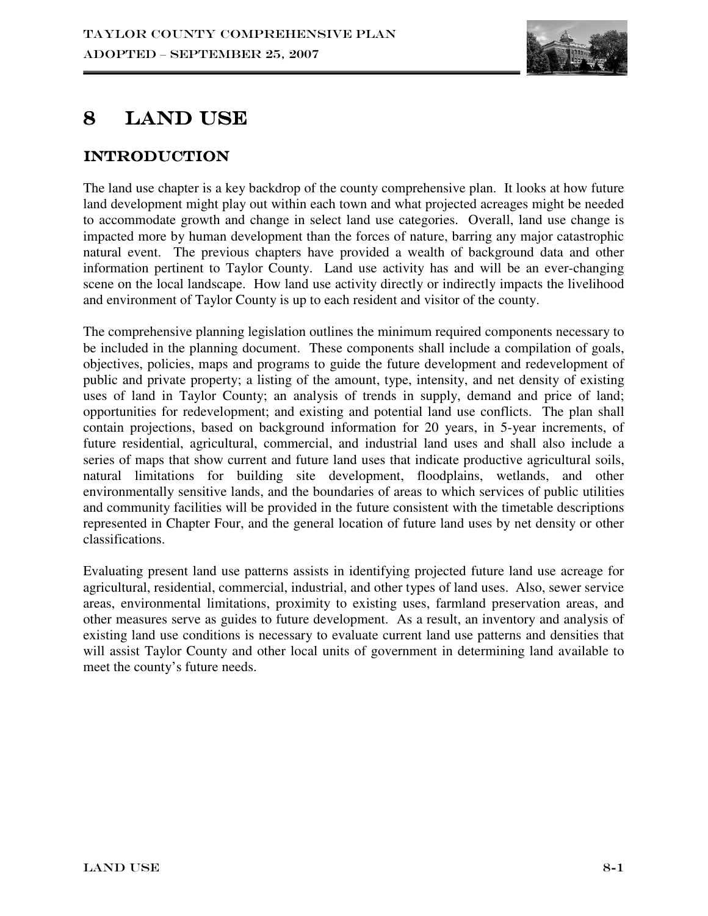# 8 LAND USE

## INTRODUCTION

The land use chapter is a key backdrop of the county comprehensive plan. It looks at how future land development might play out within each town and what projected acreages might be needed to accommodate growth and change in select land use categories. Overall, land use change is impacted more by human development than the forces of nature, barring any major catastrophic natural event. The previous chapters have provided a wealth of background data and other information pertinent to Taylor County. Land use activity has and will be an ever-changing scene on the local landscape. How land use activity directly or indirectly impacts the livelihood and environment of Taylor County is up to each resident and visitor of the county.

The comprehensive planning legislation outlines the minimum required components necessary to be included in the planning document. These components shall include a compilation of goals, objectives, policies, maps and programs to guide the future development and redevelopment of public and private property; a listing of the amount, type, intensity, and net density of existing uses of land in Taylor County; an analysis of trends in supply, demand and price of land; opportunities for redevelopment; and existing and potential land use conflicts. The plan shall contain projections, based on background information for 20 years, in 5-year increments, of future residential, agricultural, commercial, and industrial land uses and shall also include a series of maps that show current and future land uses that indicate productive agricultural soils, natural limitations for building site development, floodplains, wetlands, and other environmentally sensitive lands, and the boundaries of areas to which services of public utilities and community facilities will be provided in the future consistent with the timetable descriptions represented in Chapter Four, and the general location of future land uses by net density or other classifications.

Evaluating present land use patterns assists in identifying projected future land use acreage for agricultural, residential, commercial, industrial, and other types of land uses. Also, sewer service areas, environmental limitations, proximity to existing uses, farmland preservation areas, and other measures serve as guides to future development. As a result, an inventory and analysis of existing land use conditions is necessary to evaluate current land use patterns and densities that will assist Taylor County and other local units of government in determining land available to meet the county's future needs.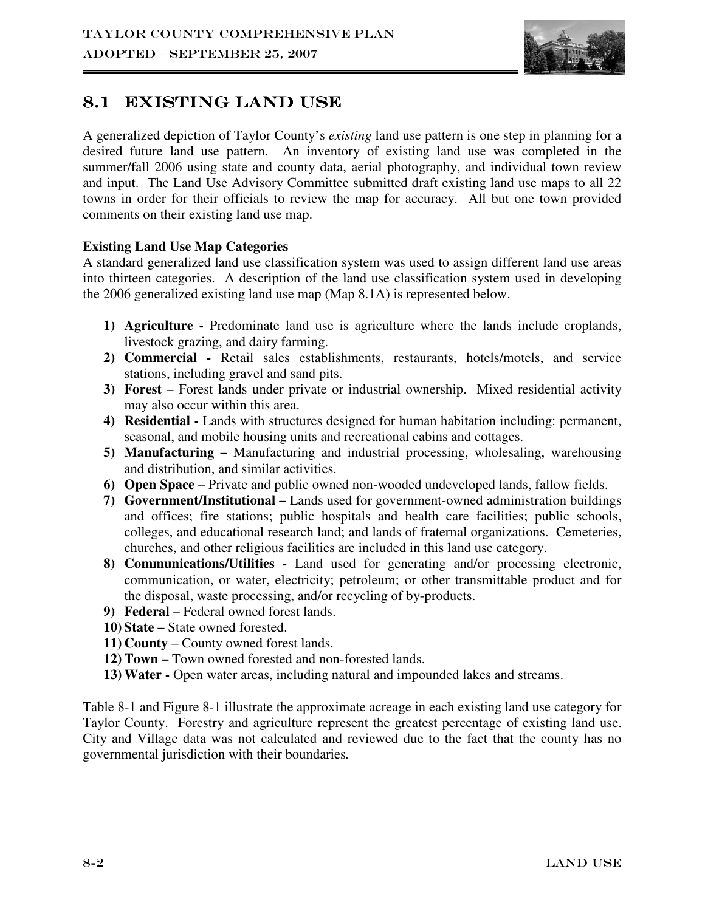## 8.1 EXISTING LAND USE

A generalized depiction of Taylor County's *existing* land use pattern is one step in planning for a desired future land use pattern. An inventory of existing land use was completed in the summer/fall 2006 using state and county data, aerial photography, and individual town review and input. The Land Use Advisory Committee submitted draft existing land use maps to all 22 towns in order for their officials to review the map for accuracy. All but one town provided comments on their existing land use map.

**Existing Land Use Map Categories**
A standard generalized land use classification system was used to assign different land use areas into thirteen categories. A description of the land use classification system used in developing the 2006 generalized existing land use map (Map 8.1A) is represented below.

1) **Agriculture -** Predominate land use is agriculture where the lands include croplands, livestock grazing, and dairy farming.
2) **Commercial -** Retail sales establishments, restaurants, hotels/motels, and service stations, including gravel and sand pits.
3) **Forest** – Forest lands under private or industrial ownership. Mixed residential activity may also occur within this area.
4) **Residential -** Lands with structures designed for human habitation including: permanent, seasonal, and mobile housing units and recreational cabins and cottages.
5) **Manufacturing –** Manufacturing and industrial processing, wholesaling, warehousing and distribution, and similar activities.
6) **Open Space** – Private and public owned non-wooded undeveloped lands, fallow fields.
7) **Government/Institutional –** Lands used for government-owned administration buildings and offices; fire stations; public hospitals and health care facilities; public schools, colleges, and educational research land; and lands of fraternal organizations. Cemeteries, churches, and other religious facilities are included in this land use category.
8) **Communications/Utilities -** Land used for generating and/or processing electronic, communication, or water, electricity; petroleum; or other transmittable product and for the disposal, waste processing, and/or recycling of by-products.
9) **Federal** – Federal owned forest lands.
10) **State –** State owned forested.
11) **County** – County owned forest lands.
12) **Town –** Town owned forested and non-forested lands.
13) **Water -** Open water areas, including natural and impounded lakes and streams.

Table 8-1 and Figure 8-1 illustrate the approximate acreage in each existing land use category for Taylor County. Forestry and agriculture represent the greatest percentage of existing land use. City and Village data was not calculated and reviewed due to the fact that the county has no governmental jurisdiction with their boundaries.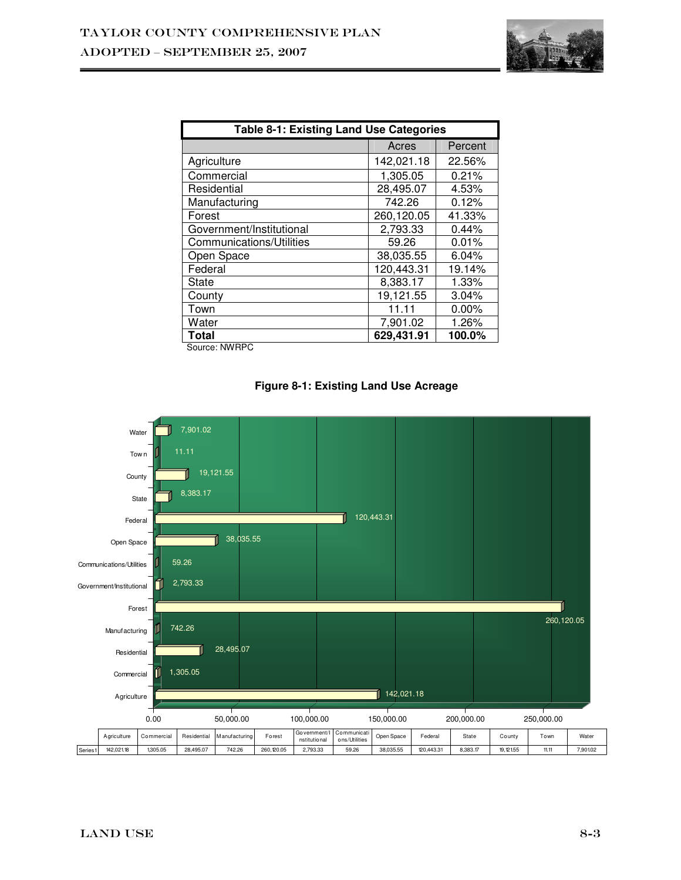| Table 8-1: Existing Land Use Categories | | |
|---|---|---|
| | Acres | Percent |
| Agriculture | 142,021.18 | 22.56% |
| Commercial | 1,305.05 | 0.21% |
| Residential | 28,495.07 | 4.53% |
| Manufacturing | 742.26 | 0.12% |
| Forest | 260,120.05 | 41.33% |
| Government/Institutional | 2,793.33 | 0.44% |
| Communications/Utilities | 59.26 | 0.01% |
| Open Space | 38,035.55 | 6.04% |
| Federal | 120,443.31 | 19.14% |
| State | 8,383.17 | 1.33% |
| County | 19,121.55 | 3.04% |
| Town | 11.11 | 0.00% |
| Water | 7,901.02 | 1.26% |
| **Total** | **629,431.91** | **100.0%** |

Source: NWRPC

**Figure 8-1: Existing Land Use Acreage**

| | Agriculture | Commercial | Residential | Manufacturing | Forest | Government/Institutional | Communications/Utilities | Open Space | Federal | State | County | Town | Water |
|---|---|---|---|---|---|---|---|---|---|---|---|---|---|
| Series1 | 142,021.18 | 1,305.05 | 28,495.07 | 742.26 | 260,120.05 | 2,793.33 | 59.26 | 38,035.55 | 120,443.31 | 8,383.17 | 19,121.55 | 11.11 | 7,901.02 |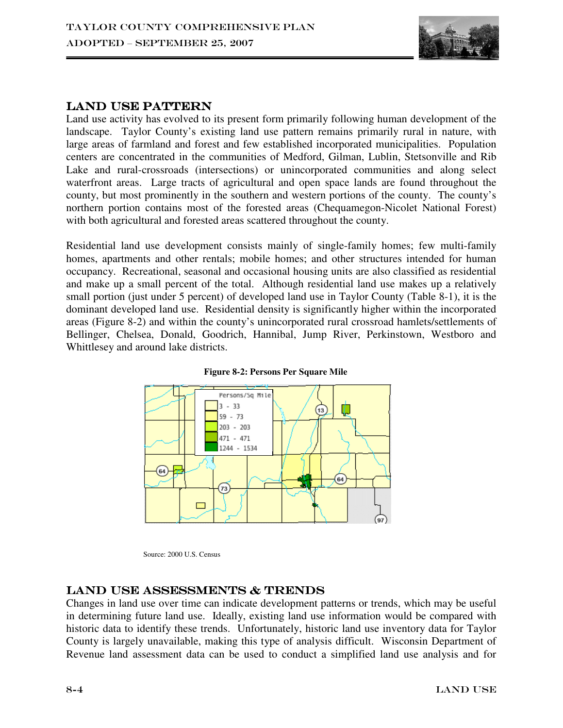## LAND USE PATTERN

Land use activity has evolved to its present form primarily following human development of the landscape. Taylor County's existing land use pattern remains primarily rural in nature, with large areas of farmland and forest and few established incorporated municipalities. Population centers are concentrated in the communities of Medford, Gilman, Lublin, Stetsonville and Rib Lake and rural-crossroads (intersections) or unincorporated communities and along select waterfront areas. Large tracts of agricultural and open space lands are found throughout the county, but most prominently in the southern and western portions of the county. The county's northern portion contains most of the forested areas (Chequamegon-Nicolet National Forest) with both agricultural and forested areas scattered throughout the county.

Residential land use development consists mainly of single-family homes; few multi-family homes, apartments and other rentals; mobile homes; and other structures intended for human occupancy. Recreational, seasonal and occasional housing units are also classified as residential and make up a small percent of the total. Although residential land use makes up a relatively small portion (just under 5 percent) of developed land use in Taylor County (Table 8-1), it is the dominant developed land use. Residential density is significantly higher within the incorporated areas (Figure 8-2) and within the county's unincorporated rural crossroad hamlets/settlements of Bellinger, Chelsea, Donald, Goodrich, Hannibal, Jump River, Perkinstown, Westboro and Whittlesey and around lake districts.

**Figure 8-2: Persons Per Square Mile**

Source: 2000 U.S. Census

## LAND USE ASSESSMENTS & TRENDS

Changes in land use over time can indicate development patterns or trends, which may be useful in determining future land use. Ideally, existing land use information would be compared with historic data to identify these trends. Unfortunately, historic land use inventory data for Taylor County is largely unavailable, making this type of analysis difficult. Wisconsin Department of Revenue land assessment data can be used to conduct a simplified land use analysis and for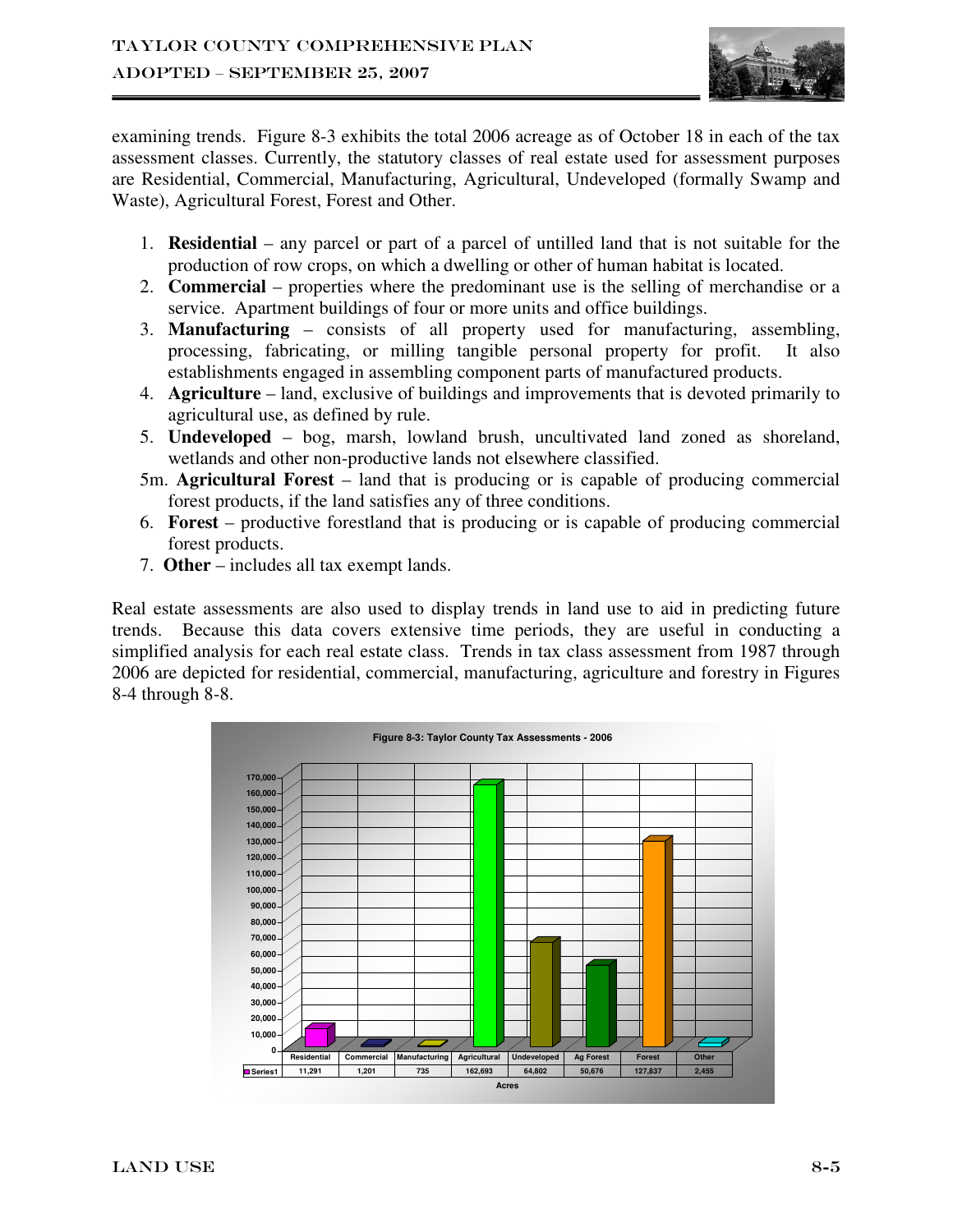examining trends. Figure 8-3 exhibits the total 2006 acreage as of October 18 in each of the tax assessment classes. Currently, the statutory classes of real estate used for assessment purposes are Residential, Commercial, Manufacturing, Agricultural, Undeveloped (formally Swamp and Waste), Agricultural Forest, Forest and Other.

1. **Residential** – any parcel or part of a parcel of untilled land that is not suitable for the production of row crops, on which a dwelling or other of human habitat is located.
2. **Commercial** – properties where the predominant use is the selling of merchandise or a service. Apartment buildings of four or more units and office buildings.
3. **Manufacturing** – consists of all property used for manufacturing, assembling, processing, fabricating, or milling tangible personal property for profit. It also establishments engaged in assembling component parts of manufactured products.
4. **Agriculture** – land, exclusive of buildings and improvements that is devoted primarily to agricultural use, as defined by rule.
5. **Undeveloped** – bog, marsh, lowland brush, uncultivated land zoned as shoreland, wetlands and other non-productive lands not elsewhere classified.

5m. **Agricultural Forest** – land that is producing or is capable of producing commercial forest products, if the land satisfies any of three conditions.

6. **Forest** – productive forestland that is producing or is capable of producing commercial forest products.
7. **Other** – includes all tax exempt lands.

Real estate assessments are also used to display trends in land use to aid in predicting future trends. Because this data covers extensive time periods, they are useful in conducting a simplified analysis for each real estate class. Trends in tax class assessment from 1987 through 2006 are depicted for residential, commercial, manufacturing, agriculture and forestry in Figures 8-4 through 8-8.

**Figure 8-3: Taylor County Tax Assessments - 2006**

| | Residential | Commercial | Manufacturing | Agricultural | Undeveloped | Ag Forest | Forest | Other |
|---|---|---|---|---|---|---|---|---|
| Series1 | 11,291 | 1,201 | 735 | 162,693 | 64,802 | 50,676 | 127,837 | 2,455 |

Acres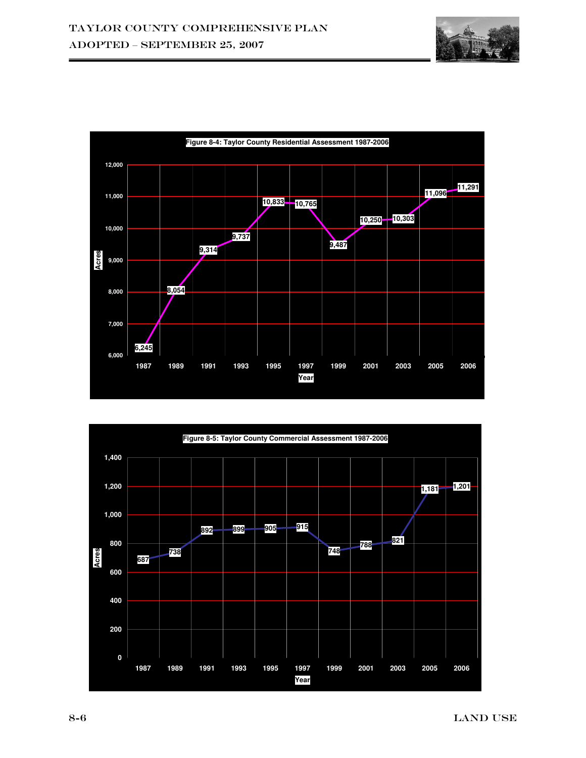**Figure 8-4: Taylor County Residential Assessment 1987-2006**

| Year | Acres |
|---|---|
| 1987 | 6,245 |
| 1989 | 8,054 |
| 1991 | 9,314 |
| 1993 | 9,737 |
| 1995 | 10,833 |
| 1997 | 10,765 |
| 1999 | 9,487 |
| 2001 | 10,250 |
| 2003 | 10,303 |
| 2005 | 11,096 |
| 2006 | 11,291 |

**Figure 8-5: Taylor County Commercial Assessment 1987-2006**

| Year | Acres |
|---|---|
| 1987 | 687 |
| 1989 | 738 |
| 1991 | 892 |
| 1993 | 899 |
| 1995 | 905 |
| 1997 | 915 |
| 1999 | 748 |
| 2001 | 788 |
| 2003 | 821 |
| 2005 | 1,181 |
| 2006 | 1,201 |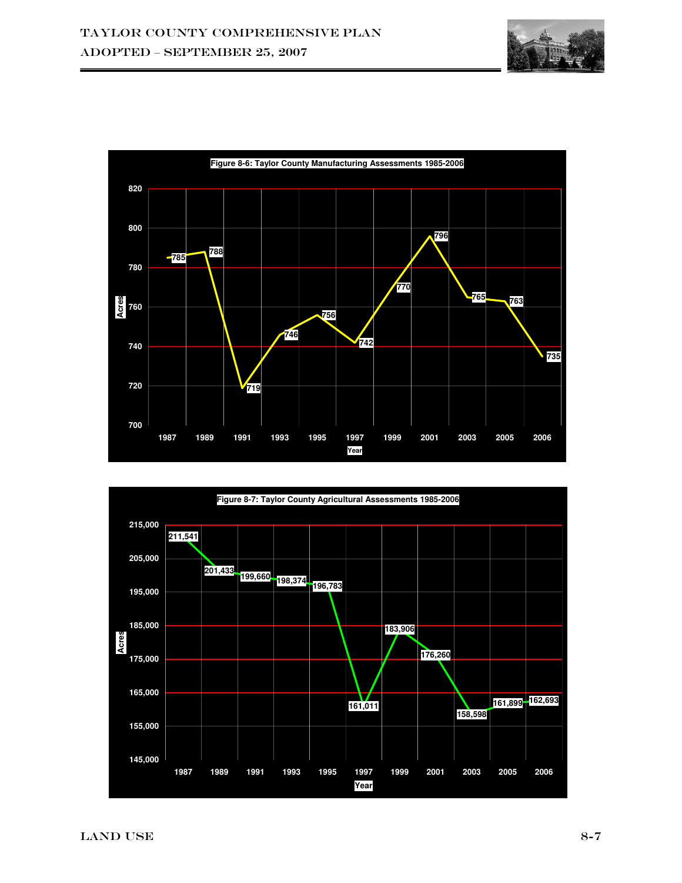**Figure 8-6: Taylor County Manufacturing Assessments 1985-2006**

| Year | Acres |
|---|---|
| 1987 | 785 |
| 1989 | 788 |
| 1991 | 719 |
| 1993 | 746 |
| 1995 | 756 |
| 1997 | 742 |
| 1999 | 770 |
| 2001 | 796 |
| 2003 | 765 |
| 2005 | 763 |
| 2006 | 735 |

**Figure 8-7: Taylor County Agricultural Assessments 1985-2006**

| Year | Acres |
|---|---|
| 1987 | 211,541 |
| 1989 | 201,433 |
| 1991 | 199,660 |
| 1993 | 198,374 |
| 1995 | 196,783 |
| 1997 | 161,011 |
| 1999 | 183,906 |
| 2001 | 176,260 |
| 2003 | 158,598 |
| 2005 | 161,899 |
| 2006 | 162,693 |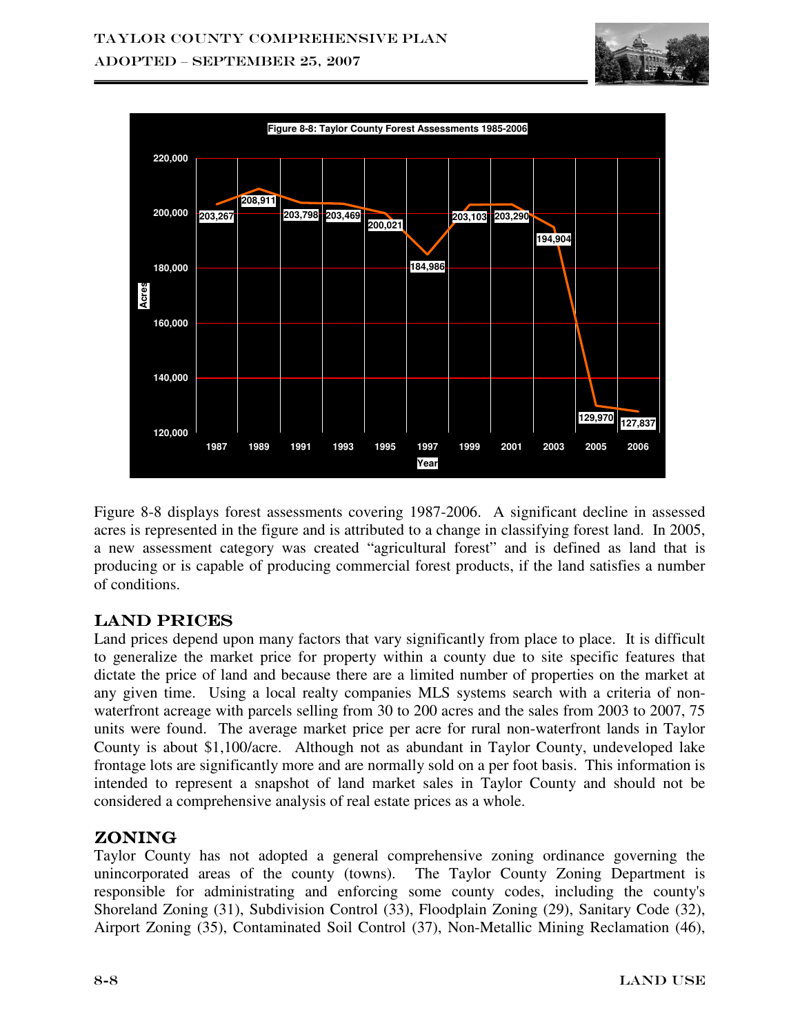**Figure 8-8: Taylor County Forest Assessments 1985-2006**

| Year | Acres |
|---|---|
| 1987 | 203,267 |
| 1989 | 208,911 |
| 1991 | 203,798 |
| 1993 | 203,469 |
| 1995 | 200,021 |
| 1997 | 184,986 |
| 1999 | 203,103 |
| 2001 | 203,290 |
| 2003 | 194,904 |
| 2005 | 129,970 |
| 2006 | 127,837 |

Figure 8-8 displays forest assessments covering 1987-2006. A significant decline in assessed acres is represented in the figure and is attributed to a change in classifying forest land. In 2005, a new assessment category was created "agricultural forest" and is defined as land that is producing or is capable of producing commercial forest products, if the land satisfies a number of conditions.

## LAND PRICES

Land prices depend upon many factors that vary significantly from place to place. It is difficult to generalize the market price for property within a county due to site specific features that dictate the price of land and because there are a limited number of properties on the market at any given time. Using a local realty companies MLS systems search with a criteria of non-waterfront acreage with parcels selling from 30 to 200 acres and the sales from 2003 to 2007, 75 units were found. The average market price per acre for rural non-waterfront lands in Taylor County is about $1,100/acre. Although not as abundant in Taylor County, undeveloped lake frontage lots are significantly more and are normally sold on a per foot basis. This information is intended to represent a snapshot of land market sales in Taylor County and should not be considered a comprehensive analysis of real estate prices as a whole.

## ZONING

Taylor County has not adopted a general comprehensive zoning ordinance governing the unincorporated areas of the county (towns). The Taylor County Zoning Department is responsible for administrating and enforcing some county codes, including the county's Shoreland Zoning (31), Subdivision Control (33), Floodplain Zoning (29), Sanitary Code (32), Airport Zoning (35), Contaminated Soil Control (37), Non-Metallic Mining Reclamation (46),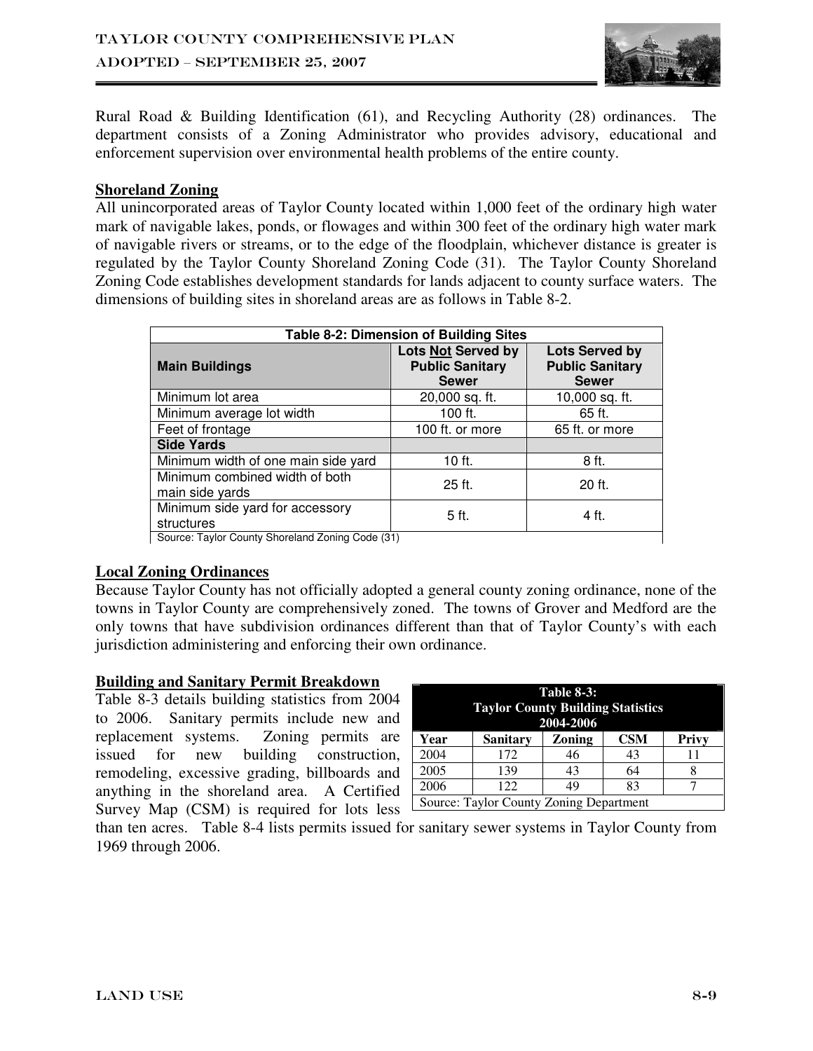Rural Road & Building Identification (61), and Recycling Authority (28) ordinances. The department consists of a Zoning Administrator who provides advisory, educational and enforcement supervision over environmental health problems of the entire county.

**Shoreland Zoning**

All unincorporated areas of Taylor County located within 1,000 feet of the ordinary high water mark of navigable lakes, ponds, or flowages and within 300 feet of the ordinary high water mark of navigable rivers or streams, or to the edge of the floodplain, whichever distance is greater is regulated by the Taylor County Shoreland Zoning Code (31). The Taylor County Shoreland Zoning Code establishes development standards for lands adjacent to county surface waters. The dimensions of building sites in shoreland areas are as follows in Table 8-2.

**Table 8-2: Dimension of Building Sites**

| Main Buildings | Lots Not Served by Public Sanitary Sewer | Lots Served by Public Sanitary Sewer |
|---|---|---|
| Minimum lot area | 20,000 sq. ft. | 10,000 sq. ft. |
| Minimum average lot width | 100 ft. | 65 ft. |
| Feet of frontage | 100 ft. or more | 65 ft. or more |
| **Side Yards** | | |
| Minimum width of one main side yard | 10 ft. | 8 ft. |
| Minimum combined width of both main side yards | 25 ft. | 20 ft. |
| Minimum side yard for accessory structures | 5 ft. | 4 ft. |

Source: Taylor County Shoreland Zoning Code (31)

**Local Zoning Ordinances**

Because Taylor County has not officially adopted a general county zoning ordinance, none of the towns in Taylor County are comprehensively zoned. The towns of Grover and Medford are the only towns that have subdivision ordinances different than that of Taylor County's with each jurisdiction administering and enforcing their own ordinance.

**Building and Sanitary Permit Breakdown**

Table 8-3 details building statistics from 2004 to 2006. Sanitary permits include new and replacement systems. Zoning permits are issued for new building construction, remodeling, excessive grading, billboards and anything in the shoreland area. A Certified Survey Map (CSM) is required for lots less than ten acres. Table 8-4 lists permits issued for sanitary sewer systems in Taylor County from 1969 through 2006.

**Table 8-3: Taylor County Building Statistics 2004-2006**

| Year | Sanitary | Zoning | CSM | Privy |
|---|---|---|---|---|
| 2004 | 172 | 46 | 43 | 11 |
| 2005 | 139 | 43 | 64 | 8 |
| 2006 | 122 | 49 | 83 | 7 |

Source: Taylor County Zoning Department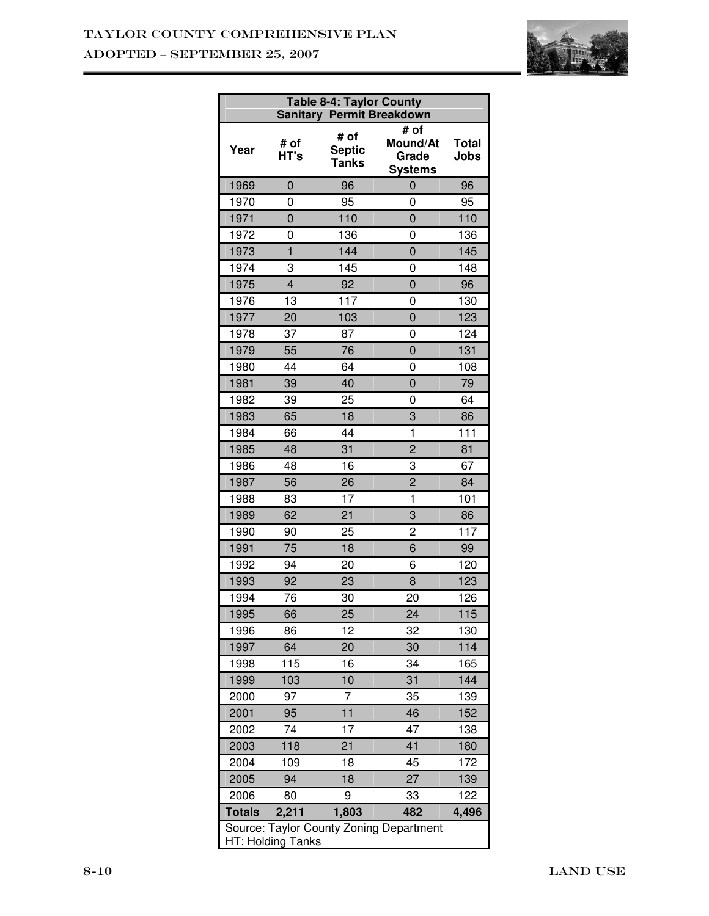| Table 8-4: Taylor County Sanitary Permit Breakdown | | | | |
|---|---|---|---|---|
| **Year** | **# of HT's** | **# of Septic Tanks** | **# of Mound/At Grade Systems** | **Total Jobs** |
| 1969 | 0 | 96 | 0 | 96 |
| 1970 | 0 | 95 | 0 | 95 |
| 1971 | 0 | 110 | 0 | 110 |
| 1972 | 0 | 136 | 0 | 136 |
| 1973 | 1 | 144 | 0 | 145 |
| 1974 | 3 | 145 | 0 | 148 |
| 1975 | 4 | 92 | 0 | 96 |
| 1976 | 13 | 117 | 0 | 130 |
| 1977 | 20 | 103 | 0 | 123 |
| 1978 | 37 | 87 | 0 | 124 |
| 1979 | 55 | 76 | 0 | 131 |
| 1980 | 44 | 64 | 0 | 108 |
| 1981 | 39 | 40 | 0 | 79 |
| 1982 | 39 | 25 | 0 | 64 |
| 1983 | 65 | 18 | 3 | 86 |
| 1984 | 66 | 44 | 1 | 111 |
| 1985 | 48 | 31 | 2 | 81 |
| 1986 | 48 | 16 | 3 | 67 |
| 1987 | 56 | 26 | 2 | 84 |
| 1988 | 83 | 17 | 1 | 101 |
| 1989 | 62 | 21 | 3 | 86 |
| 1990 | 90 | 25 | 2 | 117 |
| 1991 | 75 | 18 | 6 | 99 |
| 1992 | 94 | 20 | 6 | 120 |
| 1993 | 92 | 23 | 8 | 123 |
| 1994 | 76 | 30 | 20 | 126 |
| 1995 | 66 | 25 | 24 | 115 |
| 1996 | 86 | 12 | 32 | 130 |
| 1997 | 64 | 20 | 30 | 114 |
| 1998 | 115 | 16 | 34 | 165 |
| 1999 | 103 | 10 | 31 | 144 |
| 2000 | 97 | 7 | 35 | 139 |
| 2001 | 95 | 11 | 46 | 152 |
| 2002 | 74 | 17 | 47 | 138 |
| 2003 | 118 | 21 | 41 | 180 |
| 2004 | 109 | 18 | 45 | 172 |
| 2005 | 94 | 18 | 27 | 139 |
| 2006 | 80 | 9 | 33 | 122 |
| **Totals** | **2,211** | **1,803** | **482** | **4,496** |

Source: Taylor County Zoning Department
HT: Holding Tanks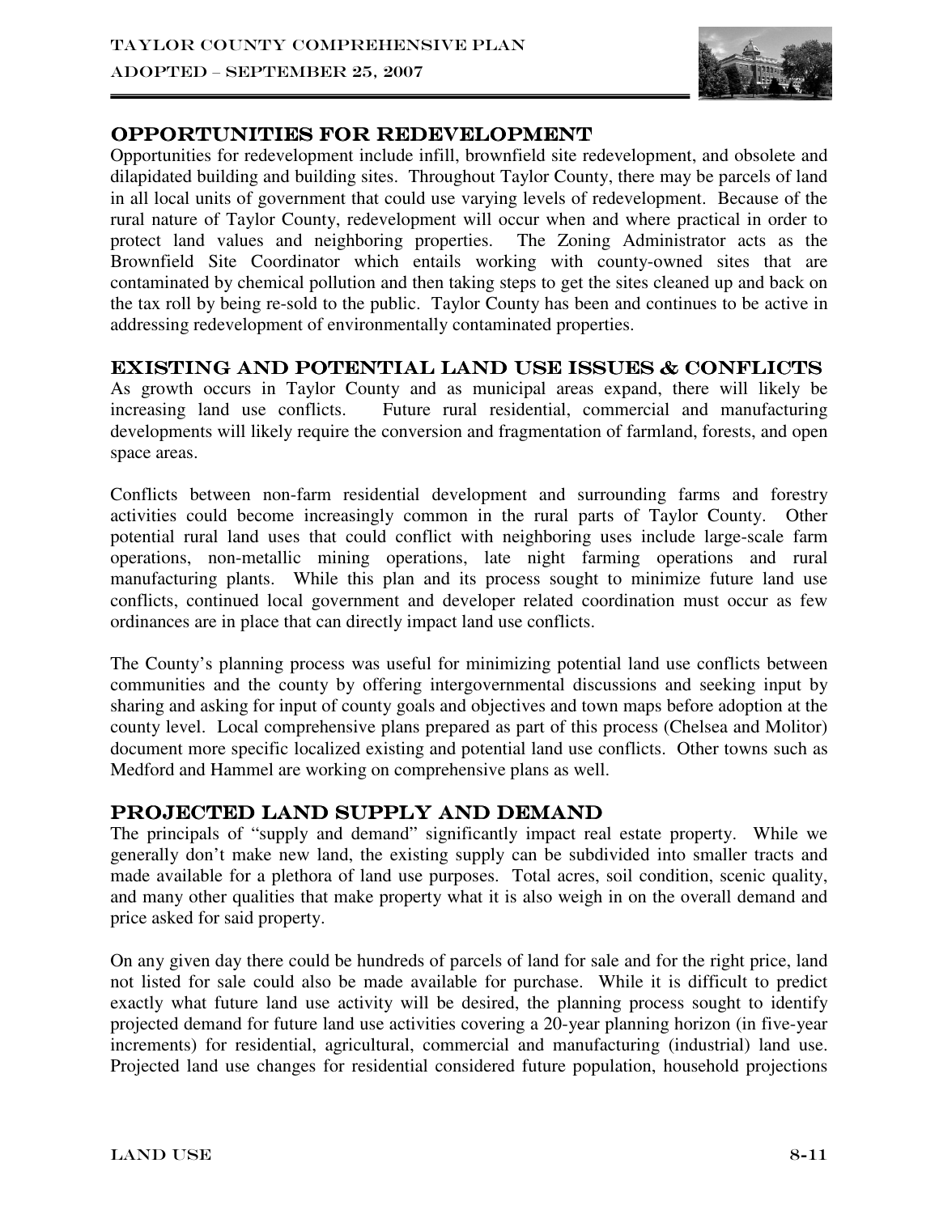## OPPORTUNITIES FOR REDEVELOPMENT

Opportunities for redevelopment include infill, brownfield site redevelopment, and obsolete and dilapidated building and building sites. Throughout Taylor County, there may be parcels of land in all local units of government that could use varying levels of redevelopment. Because of the rural nature of Taylor County, redevelopment will occur when and where practical in order to protect land values and neighboring properties. The Zoning Administrator acts as the Brownfield Site Coordinator which entails working with county-owned sites that are contaminated by chemical pollution and then taking steps to get the sites cleaned up and back on the tax roll by being re-sold to the public. Taylor County has been and continues to be active in addressing redevelopment of environmentally contaminated properties.

## EXISTING AND POTENTIAL LAND USE ISSUES & CONFLICTS

As growth occurs in Taylor County and as municipal areas expand, there will likely be increasing land use conflicts. Future rural residential, commercial and manufacturing developments will likely require the conversion and fragmentation of farmland, forests, and open space areas.

Conflicts between non-farm residential development and surrounding farms and forestry activities could become increasingly common in the rural parts of Taylor County. Other potential rural land uses that could conflict with neighboring uses include large-scale farm operations, non-metallic mining operations, late night farming operations and rural manufacturing plants. While this plan and its process sought to minimize future land use conflicts, continued local government and developer related coordination must occur as few ordinances are in place that can directly impact land use conflicts.

The County's planning process was useful for minimizing potential land use conflicts between communities and the county by offering intergovernmental discussions and seeking input by sharing and asking for input of county goals and objectives and town maps before adoption at the county level. Local comprehensive plans prepared as part of this process (Chelsea and Molitor) document more specific localized existing and potential land use conflicts. Other towns such as Medford and Hammel are working on comprehensive plans as well.

## PROJECTED LAND SUPPLY AND DEMAND

The principals of "supply and demand" significantly impact real estate property. While we generally don't make new land, the existing supply can be subdivided into smaller tracts and made available for a plethora of land use purposes. Total acres, soil condition, scenic quality, and many other qualities that make property what it is also weigh in on the overall demand and price asked for said property.

On any given day there could be hundreds of parcels of land for sale and for the right price, land not listed for sale could also be made available for purchase. While it is difficult to predict exactly what future land use activity will be desired, the planning process sought to identify projected demand for future land use activities covering a 20-year planning horizon (in five-year increments) for residential, agricultural, commercial and manufacturing (industrial) land use. Projected land use changes for residential considered future population, household projections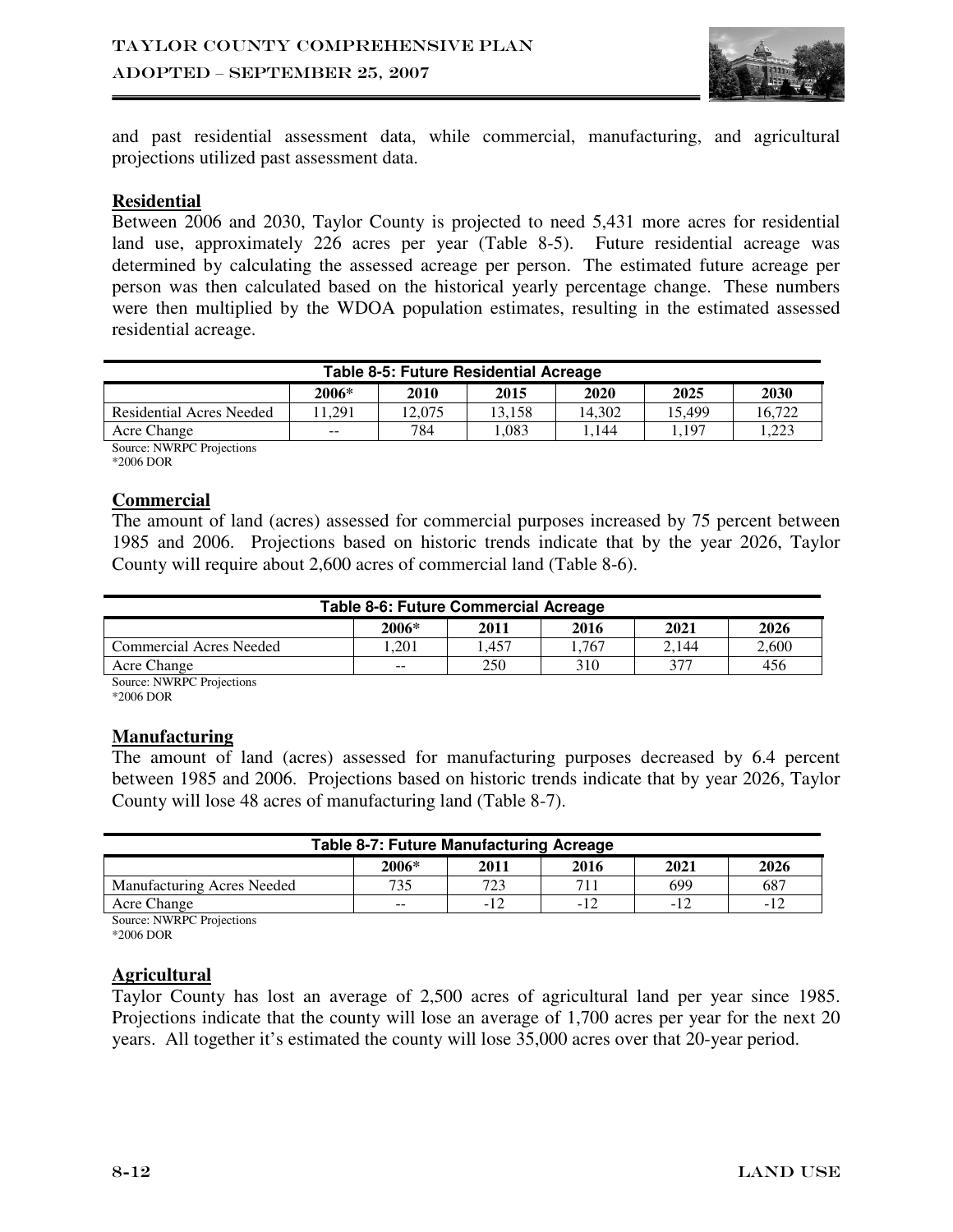and past residential assessment data, while commercial, manufacturing, and agricultural projections utilized past assessment data.

### Residential

Between 2006 and 2030, Taylor County is projected to need 5,431 more acres for residential land use, approximately 226 acres per year (Table 8-5). Future residential acreage was determined by calculating the assessed acreage per person. The estimated future acreage per person was then calculated based on the historical yearly percentage change. These numbers were then multiplied by the WDOA population estimates, resulting in the estimated assessed residential acreage.

**Table 8-5: Future Residential Acreage**

| | 2006* | 2010 | 2015 | 2020 | 2025 | 2030 |
|---|---|---|---|---|---|---|
| Residential Acres Needed | 11,291 | 12,075 | 13,158 | 14,302 | 15,499 | 16,722 |
| Acre Change | -- | 784 | 1,083 | 1,144 | 1,197 | 1,223 |

Source: NWRPC Projections
*2006 DOR

### Commercial

The amount of land (acres) assessed for commercial purposes increased by 75 percent between 1985 and 2006. Projections based on historic trends indicate that by the year 2026, Taylor County will require about 2,600 acres of commercial land (Table 8-6).

**Table 8-6: Future Commercial Acreage**

| | 2006* | 2011 | 2016 | 2021 | 2026 |
|---|---|---|---|---|---|
| Commercial Acres Needed | 1,201 | 1,457 | 1,767 | 2,144 | 2,600 |
| Acre Change | -- | 250 | 310 | 377 | 456 |

Source: NWRPC Projections
*2006 DOR

### Manufacturing

The amount of land (acres) assessed for manufacturing purposes decreased by 6.4 percent between 1985 and 2006. Projections based on historic trends indicate that by year 2026, Taylor County will lose 48 acres of manufacturing land (Table 8-7).

**Table 8-7: Future Manufacturing Acreage**

| | 2006* | 2011 | 2016 | 2021 | 2026 |
|---|---|---|---|---|---|
| Manufacturing Acres Needed | 735 | 723 | 711 | 699 | 687 |
| Acre Change | -- | -12 | -12 | -12 | -12 |

Source: NWRPC Projections
*2006 DOR

### Agricultural

Taylor County has lost an average of 2,500 acres of agricultural land per year since 1985. Projections indicate that the county will lose an average of 1,700 acres per year for the next 20 years. All together it's estimated the county will lose 35,000 acres over that 20-year period.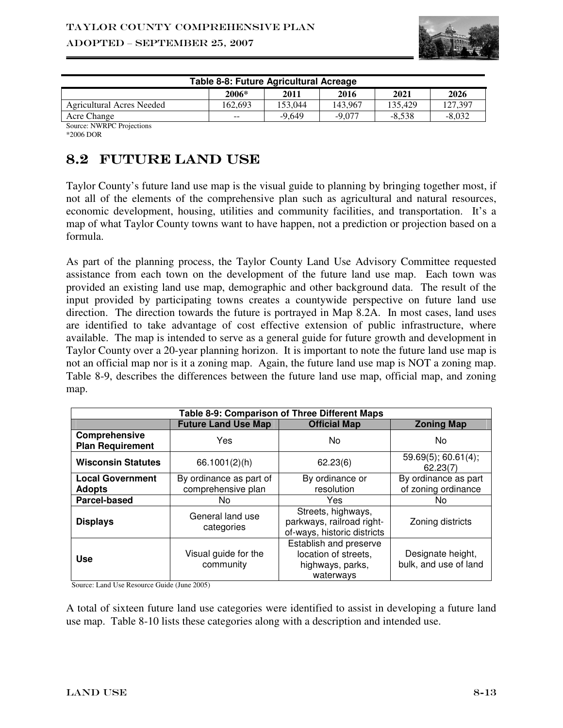| Table 8-8: Future Agricultural Acreage | | | | | |
|---|---|---|---|---|---|
| | 2006* | 2011 | 2016 | 2021 | 2026 |
| Agricultural Acres Needed | 162,693 | 153,044 | 143,967 | 135,429 | 127,397 |
| Acre Change | -- | -9,649 | -9,077 | -8,538 | -8,032 |

Source: NWRPC Projections
*2006 DOR

## 8.2 FUTURE LAND USE

Taylor County's future land use map is the visual guide to planning by bringing together most, if not all of the elements of the comprehensive plan such as agricultural and natural resources, economic development, housing, utilities and community facilities, and transportation. It's a map of what Taylor County towns want to have happen, not a prediction or projection based on a formula.

As part of the planning process, the Taylor County Land Use Advisory Committee requested assistance from each town on the development of the future land use map. Each town was provided an existing land use map, demographic and other background data. The result of the input provided by participating towns creates a countywide perspective on future land use direction. The direction towards the future is portrayed in Map 8.2A. In most cases, land uses are identified to take advantage of cost effective extension of public infrastructure, where available. The map is intended to serve as a general guide for future growth and development in Taylor County over a 20-year planning horizon. It is important to note the future land use map is not an official map nor is it a zoning map. Again, the future land use map is NOT a zoning map. Table 8-9, describes the differences between the future land use map, official map, and zoning map.

| Table 8-9: Comparison of Three Different Maps | | | |
|---|---|---|---|
| | Future Land Use Map | Official Map | Zoning Map |
| **Comprehensive Plan Requirement** | Yes | No | No |
| **Wisconsin Statutes** | 66.1001(2)(h) | 62.23(6) | 59.69(5); 60.61(4); 62.23(7) |
| **Local Government Adopts** | By ordinance as part of comprehensive plan | By ordinance or resolution | By ordinance as part of zoning ordinance |
| **Parcel-based** | No | Yes | No |
| **Displays** | General land use categories | Streets, highways, parkways, railroad right-of-ways, historic districts | Zoning districts |
| **Use** | Visual guide for the community | Establish and preserve location of streets, highways, parks, waterways | Designate height, bulk, and use of land |

Source: Land Use Resource Guide (June 2005)

A total of sixteen future land use categories were identified to assist in developing a future land use map. Table 8-10 lists these categories along with a description and intended use.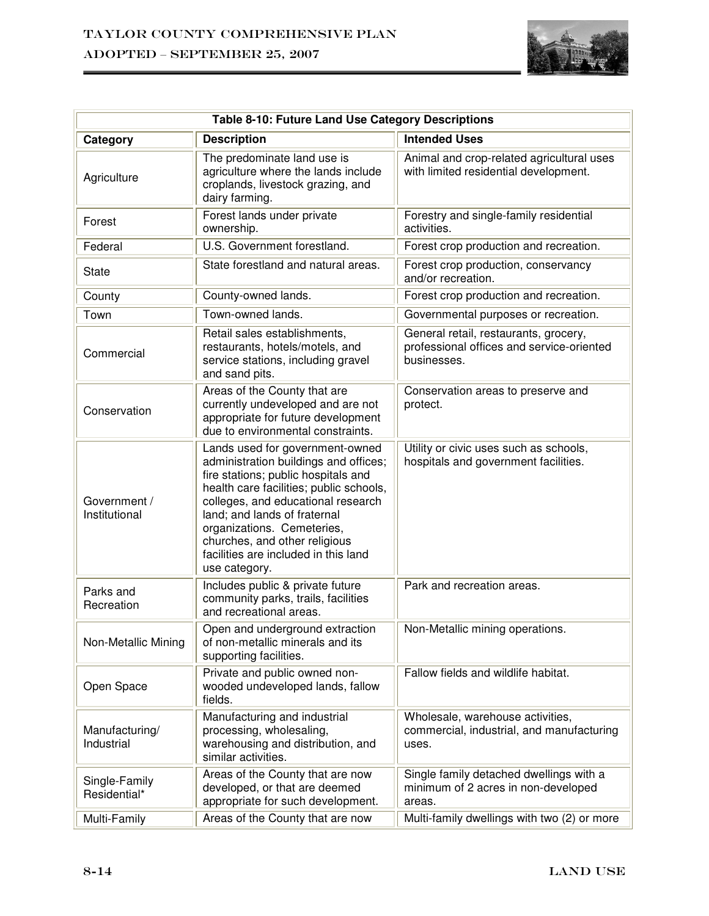| Table 8-10: Future Land Use Category Descriptions | | |
|---|---|---|
| **Category** | **Description** | **Intended Uses** |
| Agriculture | The predominate land use is agriculture where the lands include croplands, livestock grazing, and dairy farming. | Animal and crop-related agricultural uses with limited residential development. |
| Forest | Forest lands under private ownership. | Forestry and single-family residential activities. |
| Federal | U.S. Government forestland. | Forest crop production and recreation. |
| State | State forestland and natural areas. | Forest crop production, conservancy and/or recreation. |
| County | County-owned lands. | Forest crop production and recreation. |
| Town | Town-owned lands. | Governmental purposes or recreation. |
| Commercial | Retail sales establishments, restaurants, hotels/motels, and service stations, including gravel and sand pits. | General retail, restaurants, grocery, professional offices and service-oriented businesses. |
| Conservation | Areas of the County that are currently undeveloped and are not appropriate for future development due to environmental constraints. | Conservation areas to preserve and protect. |
| Government / Institutional | Lands used for government-owned administration buildings and offices; fire stations; public hospitals and health care facilities; public schools, colleges, and educational research land; and lands of fraternal organizations. Cemeteries, churches, and other religious facilities are included in this land use category. | Utility or civic uses such as schools, hospitals and government facilities. |
| Parks and Recreation | Includes public & private future community parks, trails, facilities and recreational areas. | Park and recreation areas. |
| Non-Metallic Mining | Open and underground extraction of non-metallic minerals and its supporting facilities. | Non-Metallic mining operations. |
| Open Space | Private and public owned non-wooded undeveloped lands, fallow fields. | Fallow fields and wildlife habitat. |
| Manufacturing/ Industrial | Manufacturing and industrial processing, wholesaling, warehousing and distribution, and similar activities. | Wholesale, warehouse activities, commercial, industrial, and manufacturing uses. |
| Single-Family Residential* | Areas of the County that are now developed, or that are deemed appropriate for such development. | Single family detached dwellings with a minimum of 2 acres in non-developed areas. |
| Multi-Family | Areas of the County that are now | Multi-family dwellings with two (2) or more |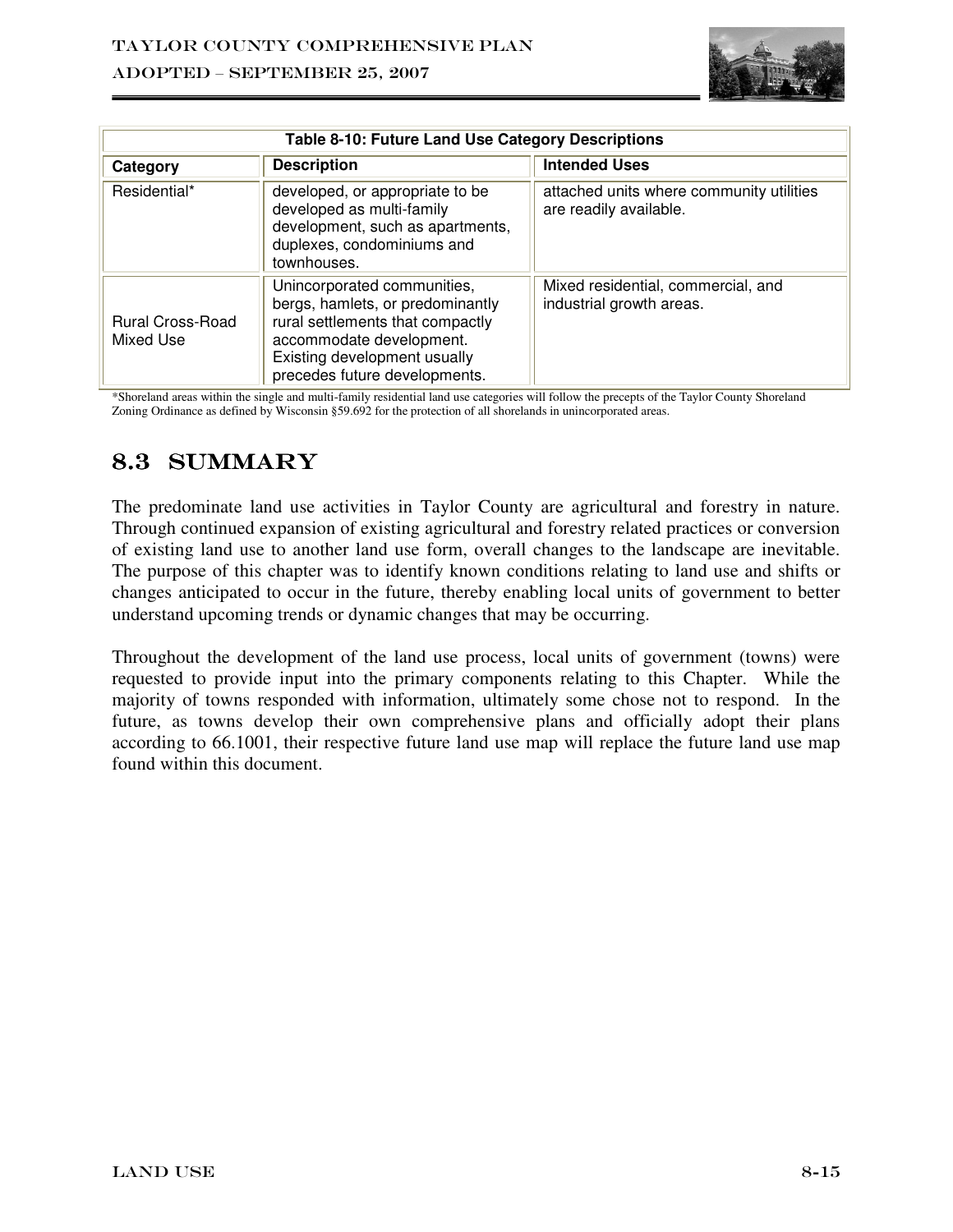| Table 8-10: Future Land Use Category Descriptions | | |
|---|---|---|
| **Category** | **Description** | **Intended Uses** |
| Residential* | developed, or appropriate to be developed as multi-family development, such as apartments, duplexes, condominiums and townhouses. | attached units where community utilities are readily available. |
| Rural Cross-Road Mixed Use | Unincorporated communities, bergs, hamlets, or predominantly rural settlements that compactly accommodate development. Existing development usually precedes future developments. | Mixed residential, commercial, and industrial growth areas. |

*Shoreland areas within the single and multi-family residential land use categories will follow the precepts of the Taylor County Shoreland Zoning Ordinance as defined by Wisconsin §59.692 for the protection of all shorelands in unincorporated areas.

## 8.3 SUMMARY

The predominate land use activities in Taylor County are agricultural and forestry in nature. Through continued expansion of existing agricultural and forestry related practices or conversion of existing land use to another land use form, overall changes to the landscape are inevitable. The purpose of this chapter was to identify known conditions relating to land use and shifts or changes anticipated to occur in the future, thereby enabling local units of government to better understand upcoming trends or dynamic changes that may be occurring.

Throughout the development of the land use process, local units of government (towns) were requested to provide input into the primary components relating to this Chapter. While the majority of towns responded with information, ultimately some chose not to respond. In the future, as towns develop their own comprehensive plans and officially adopt their plans according to 66.1001, their respective future land use map will replace the future land use map found within this document.